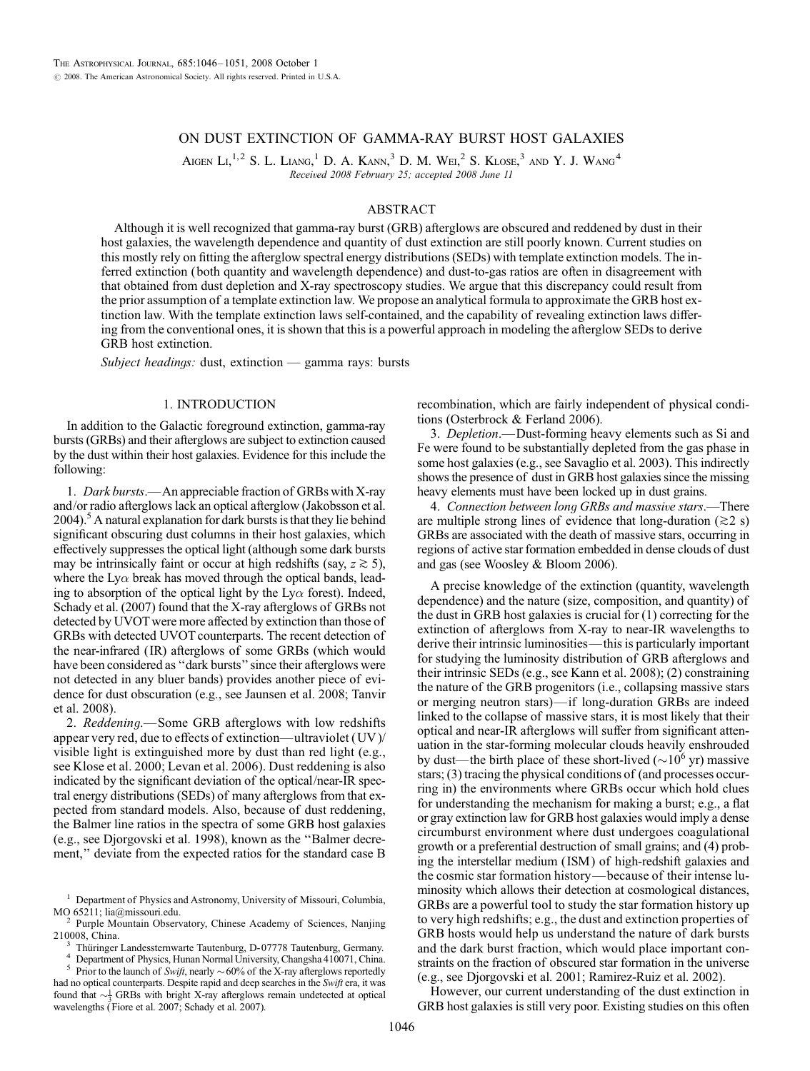# ON DUST EXTINCTION OF GAMMA-RAY BURST HOST GALAXIES

Aigen Li,[1,2] S. L. Liang,[1] D. A. Kann,[3] D. M. Wei,[2] S. Klose,[3] and Y. J. Wang[4]

*Received 2008 February 25; accepted 2008 June 11*

## ABSTRACT

Although it is well recognized that gamma-ray burst (GRB) afterglows are obscured and reddened by dust in their host galaxies, the wavelength dependence and quantity of dust extinction are still poorly known. Current studies on this mostly rely on fitting the afterglow spectral energy distributions (SEDs) with template extinction models. The inferred extinction (both quantity and wavelength dependence) and dust-to-gas ratios are often in disagreement with that obtained from dust depletion and X-ray spectroscopy studies. We argue that this discrepancy could result from the prior assumption of a template extinction law. We propose an analytical formula to approximate the GRB host extinction law. With the template extinction laws self-contained, and the capability of revealing extinction laws differing from the conventional ones, it is shown that this is a powerful approach in modeling the afterglow SEDs to derive GRB host extinction.

*Subject headings:* dust, extinction — gamma rays: bursts

## 1. INTRODUCTION

In addition to the Galactic foreground extinction, gamma-ray bursts (GRBs) and their afterglows are subject to extinction caused by the dust within their host galaxies. Evidence for this include the following:

1. *Dark bursts*.—An appreciable fraction of GRBs with X-ray and/or radio afterglows lack an optical afterglow (Jakobsson et al. 2004).[5] A natural explanation for dark bursts is that they lie behind significant obscuring dust columns in their host galaxies, which effectively suppresses the optical light (although some dark bursts may be intrinsically faint or occur at high redshifts (say, $z \gtrsim 5$), where the Ly$\alpha$ break has moved through the optical bands, leading to absorption of the optical light by the Ly$\alpha$ forest). Indeed, Schady et al. (2007) found that the X-ray afterglows of GRBs not detected by UVOT were more affected by extinction than those of GRBs with detected UVOT counterparts. The recent detection of the near-infrared (IR) afterglows of some GRBs (which would have been considered as "dark bursts" since their afterglows were not detected in any bluer bands) provides another piece of evidence for dust obscuration (e.g., see Jaunsen et al. 2008; Tanvir et al. 2008).

2. *Reddening*.—Some GRB afterglows with low redshifts appear very red, due to effects of extinction—ultraviolet (UV)/visible light is extinguished more by dust than red light (e.g., see Klose et al. 2000; Levan et al. 2006). Dust reddening is also indicated by the significant deviation of the optical/near-IR spectral energy distributions (SEDs) of many afterglows from that expected from standard models. Also, because of dust reddening, the Balmer line ratios in the spectra of some GRB host galaxies (e.g., see Djorgovski et al. 1998), known as the "Balmer decrement," deviate from the expected ratios for the standard case B recombination, which are fairly independent of physical conditions (Osterbrock & Ferland 2006).

3. *Depletion*.—Dust-forming heavy elements such as Si and Fe were found to be substantially depleted from the gas phase in some host galaxies (e.g., see Savaglio et al. 2003). This indirectly shows the presence of dust in GRB host galaxies since the missing heavy elements must have been locked up in dust grains.

4. *Connection between long GRBs and massive stars*.—There are multiple strong lines of evidence that long-duration ($\gtrsim 2$ s) GRBs are associated with the death of massive stars, occurring in regions of active star formation embedded in dense clouds of dust and gas (see Woosley & Bloom 2006).

A precise knowledge of the extinction (quantity, wavelength dependence) and the nature (size, composition, and quantity) of the dust in GRB host galaxies is crucial for (1) correcting for the extinction of afterglows from X-ray to near-IR wavelengths to derive their intrinsic luminosities—this is particularly important for studying the luminosity distribution of GRB afterglows and their intrinsic SEDs (e.g., see Kann et al. 2008); (2) constraining the nature of the GRB progenitors (i.e., collapsing massive stars or merging neutron stars)—if long-duration GRBs are indeed linked to the collapse of massive stars, it is most likely that their optical and near-IR afterglows will suffer from significant attenuation in the star-forming molecular clouds heavily enshrouded by dust—the birth place of these short-lived ($\sim 10^6$ yr) massive stars; (3) tracing the physical conditions of (and processes occurring in) the environments where GRBs occur which hold clues for understanding the mechanism for making a burst; e.g., a flat or gray extinction law for GRB host galaxies would imply a dense circumburst environment where dust undergoes coagulational growth or a preferential destruction of small grains; and (4) probing the interstellar medium (ISM) of high-redshift galaxies and the cosmic star formation history—because of their intense luminosity which allows their detection at cosmological distances, GRBs are a powerful tool to study the star formation history up to very high redshifts; e.g., the dust and extinction properties of GRB hosts would help us understand the nature of dark bursts and the dark burst fraction, which would place important constraints on the fraction of obscured star formation in the universe (e.g., see Djorgovski et al. 2001; Ramirez-Ruiz et al. 2002).

However, our current understanding of the dust extinction in GRB host galaxies is still very poor. Existing studies on this often

---

[1] Department of Physics and Astronomy, University of Missouri, Columbia, MO 65211; lia@missouri.edu.

[2] Purple Mountain Observatory, Chinese Academy of Sciences, Nanjing 210008, China.

[3] Thüringer Landessternwarte Tautenburg, D-07778 Tautenburg, Germany.

[4] Department of Physics, Hunan Normal University, Changsha 410071, China.

[5] Prior to the launch of *Swift*, nearly $\sim 60\%$ of the X-ray afterglows reportedly had no optical counterparts. Despite rapid and deep searches in the *Swift* era, it was found that $\sim \frac{1}{3}$ GRBs with bright X-ray afterglows remain undetected at optical wavelengths (Fiore et al. 2007; Schady et al. 2007).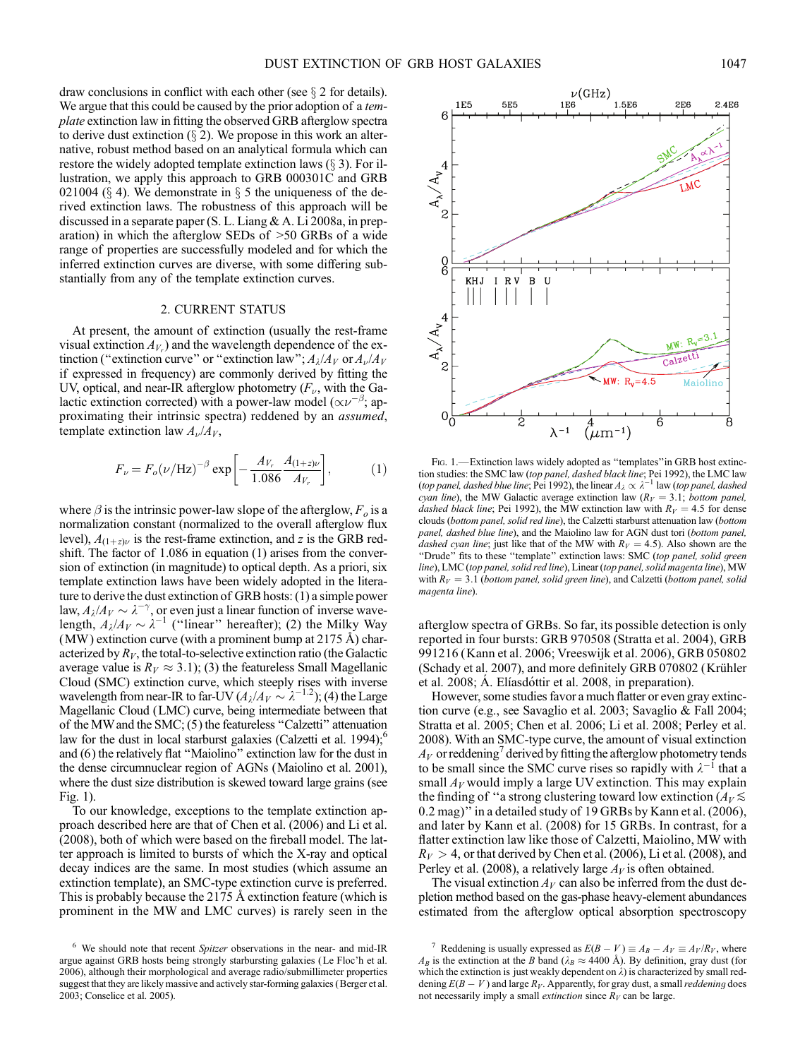draw conclusions in conflict with each other (see § 2 for details). We argue that this could be caused by the prior adoption of a *template* extinction law in fitting the observed GRB afterglow spectra to derive dust extinction (§ 2). We propose in this work an alternative, robust method based on an analytical formula which can restore the widely adopted template extinction laws (§ 3). For illustration, we apply this approach to GRB 000301C and GRB 021004 (§ 4). We demonstrate in § 5 the uniqueness of the derived extinction laws. The robustness of this approach will be discussed in a separate paper (S. L. Liang & A. Li 2008a, in preparation) in which the afterglow SEDs of >50 GRBs of a wide range of properties are successfully modeled and for which the inferred extinction curves are diverse, with some differing substantially from any of the template extinction curves.

## 2. CURRENT STATUS

At present, the amount of extinction (usually the rest-frame visual extinction $A_{V_r}$) and the wavelength dependence of the extinction ("extinction curve" or "extinction law"; $A_\lambda/A_V$ or $A_\nu/A_V$ if expressed in frequency) are commonly derived by fitting the UV, optical, and near-IR afterglow photometry ($F_\nu$, with the Galactic extinction corrected) with a power-law model ($\propto \nu^{-\beta}$; approximating their intrinsic spectra) reddened by an *assumed*, template extinction law $A_\nu/A_V$,

$$F_\nu = F_o(\nu/\mathrm{Hz})^{-\beta} \exp\left[-\frac{A_{V_r}}{1.086}\frac{A_{(1+z)\nu}}{A_{V_r}}\right], \qquad (1)$$

where $\beta$ is the intrinsic power-law slope of the afterglow, $F_o$ is a normalization constant (normalized to the overall afterglow flux level), $A_{(1+z)\nu}$ is the rest-frame extinction, and $z$ is the GRB redshift. The factor of 1.086 in equation (1) arises from the conversion of extinction (in magnitude) to optical depth. As a priori, six template extinction laws have been widely adopted in the literature to derive the dust extinction of GRB hosts: (1) a simple power law, $A_\lambda/A_V \sim \lambda^{-\gamma}$, or even just a linear function of inverse wavelength, $A_\lambda/A_V \sim \lambda^{-1}$ ("linear" hereafter); (2) the Milky Way (MW) extinction curve (with a prominent bump at 2175 Å) characterized by $R_V$, the total-to-selective extinction ratio (the Galactic average value is $R_V \approx 3.1$); (3) the featureless Small Magellanic Cloud (SMC) extinction curve, which steeply rises with inverse wavelength from near-IR to far-UV ($A_\lambda/A_V \sim \lambda^{-1.2}$); (4) the Large Magellanic Cloud (LMC) curve, being intermediate between that of the MW and the SMC; (5) the featureless "Calzetti" attenuation law for the dust in local starburst galaxies (Calzetti et al. 1994);[6] and (6) the relatively flat "Maiolino" extinction law for the dust in the dense circumnuclear region of AGNs (Maiolino et al. 2001), where the dust size distribution is skewed toward large grains (see Fig. 1).

To our knowledge, exceptions to the template extinction approach described here are that of Chen et al. (2006) and Li et al. (2008), both of which were based on the fireball model. The latter approach is limited to bursts of which the X-ray and optical decay indices are the same. In most studies (which assume an extinction template), an SMC-type extinction curve is preferred. This is probably because the 2175 Å extinction feature (which is prominent in the MW and LMC curves) is rarely seen in the afterglow spectra of GRBs. So far, its possible detection is only reported in four bursts: GRB 970508 (Stratta et al. 2004), GRB 991216 (Kann et al. 2006; Vreeswijk et al. 2006), GRB 050802 (Schady et al. 2007), and more definitely GRB 070802 (Krühler et al. 2008; Á. Elíasdóttir et al. 2008, in preparation).

However, some studies favor a much flatter or even gray extinction curve (e.g., see Savaglio et al. 2003; Savaglio & Fall 2004; Stratta et al. 2005; Chen et al. 2006; Li et al. 2008; Perley et al. 2008). With an SMC-type curve, the amount of visual extinction $A_V$ or reddening[7] derived by fitting the afterglow photometry tends to be small since the SMC curve rises so rapidly with $\lambda^{-1}$ that a small $A_V$ would imply a large UV extinction. This may explain the finding of "a strong clustering toward low extinction ($A_V \lesssim 0.2$ mag)" in a detailed study of 19 GRBs by Kann et al. (2006), and later by Kann et al. (2008) for 15 GRBs. In contrast, for a flatter extinction law like those of Calzetti, Maiolino, MW with $R_V > 4$, or that derived by Chen et al. (2006), Li et al. (2008), and Perley et al. (2008), a relatively large $A_V$ is often obtained.

The visual extinction $A_V$ can also be inferred from the dust depletion method based on the gas-phase heavy-element abundances estimated from the afterglow optical absorption spectroscopy

Fig. 1.—Extinction laws widely adopted as "templates" in GRB host extinction studies: the SMC law (*top panel, dashed black line*; Pei 1992), the LMC law (*top panel, dashed blue line*; Pei 1992), the linear $A_\lambda \propto \lambda^{-1}$ law (*top panel, dashed cyan line*), the MW Galactic average extinction law ($R_V = 3.1$; *bottom panel, dashed black line*; Pei 1992), the MW extinction law with $R_V = 4.5$ for dense clouds (*bottom panel, solid red line*), the Calzetti starburst attenuation law (*bottom panel, dashed blue line*), and the Maiolino law for AGN dust tori (*bottom panel, dashed cyan line*; just like that of the MW with $R_V = 4.5$). Also shown are the "Drude" fits to these "template" extinction laws: SMC (*top panel, solid green line*), LMC (*top panel, solid red line*), Linear (*top panel, solid magenta line*), MW with $R_V = 3.1$ (*bottom panel, solid green line*), and Calzetti (*bottom panel, solid magenta line*).

[6] We should note that recent *Spitzer* observations in the near- and mid-IR argue against GRB hosts being strongly starbursting galaxies (Le Floc'h et al. 2006), although their morphological and average radio/submillimeter properties suggest that they are likely massive and actively star-forming galaxies (Berger et al. 2003; Conselice et al. 2005).

[7] Reddening is usually expressed as $E(B-V) \equiv A_B - A_V \equiv A_V/R_V$, where $A_B$ is the extinction at the $B$ band ($\lambda_B \approx 4400$ Å). By definition, gray dust (for which the extinction is just weakly dependent on $\lambda$) is characterized by small reddening $E(B-V)$ and large $R_V$. Apparently, for gray dust, a small *reddening* does not necessarily imply a small *extinction* since $R_V$ can be large.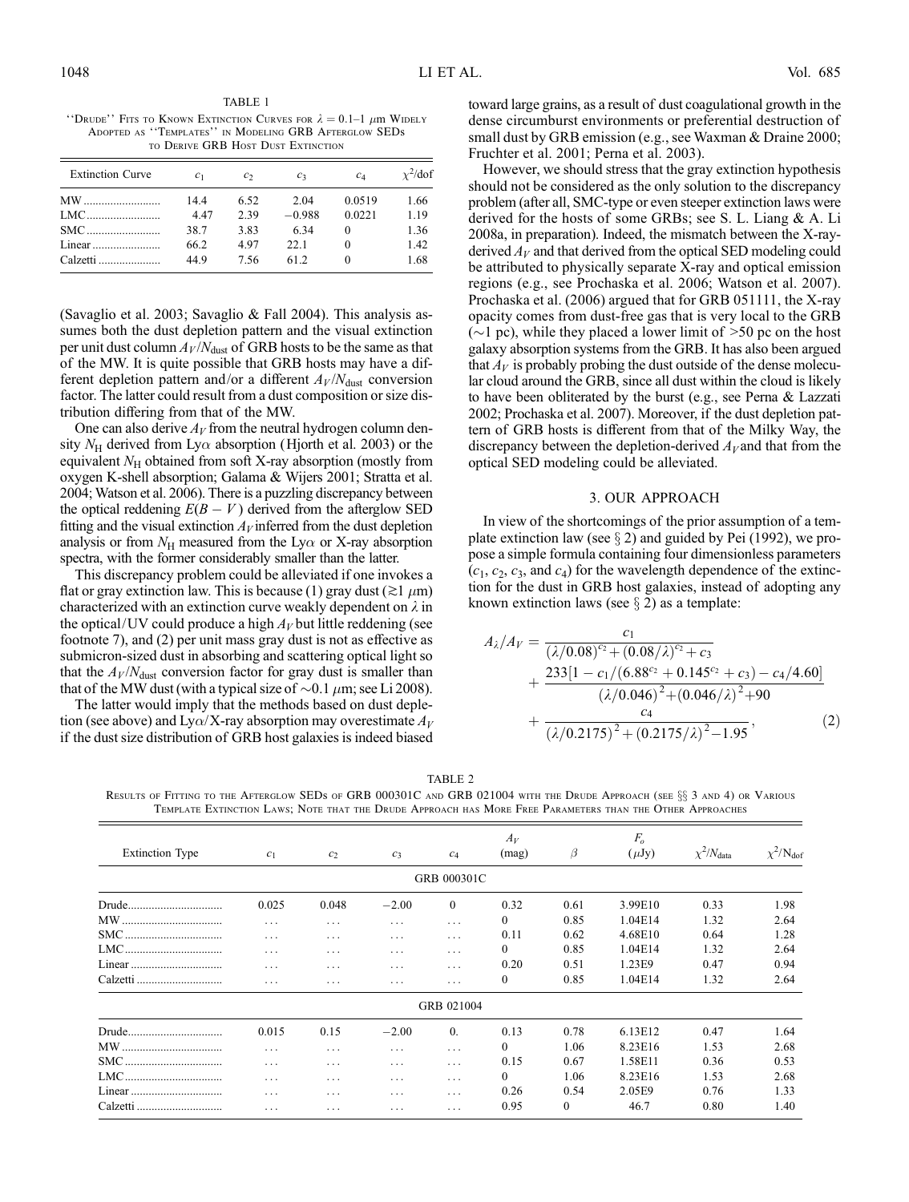TABLE 1

"Drude" Fits to Known Extinction Curves for $\lambda = 0.1$–$1\ \mu$m Widely Adopted as "Templates" in Modeling GRB Afterglow SEDs to Derive GRB Host Dust Extinction

| Extinction Curve | $c_1$ | $c_2$ | $c_3$ | $c_4$ | $\chi^2$/dof |
|---|---|---|---|---|---|
| MW | 14.4 | 6.52 | 2.04 | 0.0519 | 1.66 |
| LMC | 4.47 | 2.39 | −0.988 | 0.0221 | 1.19 |
| SMC | 38.7 | 3.83 | 6.34 | 0 | 1.36 |
| Linear | 66.2 | 4.97 | 22.1 | 0 | 1.42 |
| Calzetti | 44.9 | 7.56 | 61.2 | 0 | 1.68 |

(Savaglio et al. 2003; Savaglio & Fall 2004). This analysis assumes both the dust depletion pattern and the visual extinction per unit dust column $A_V/N_{\rm dust}$ of GRB hosts to be the same as that of the MW. It is quite possible that GRB hosts may have a different depletion pattern and/or a different $A_V/N_{\rm dust}$ conversion factor. The latter could result from a dust composition or size distribution differing from that of the MW.

One can also derive $A_V$ from the neutral hydrogen column density $N_{\rm H}$ derived from Ly$\alpha$ absorption (Hjorth et al. 2003) or the equivalent $N_{\rm H}$ obtained from soft X-ray absorption (mostly from oxygen K-shell absorption; Galama & Wijers 2001; Stratta et al. 2004; Watson et al. 2006). There is a puzzling discrepancy between the optical reddening $E(B-V)$ derived from the afterglow SED fitting and the visual extinction $A_V$ inferred from the dust depletion analysis or from $N_{\rm H}$ measured from the Ly$\alpha$ or X-ray absorption spectra, with the former considerably smaller than the latter.

This discrepancy problem could be alleviated if one invokes a flat or gray extinction law. This is because (1) gray dust ($\gtrsim 1\ \mu$m) characterized with an extinction curve weakly dependent on $\lambda$ in the optical/UV could produce a high $A_V$ but little reddening (see footnote 7), and (2) per unit mass gray dust is not as effective as submicron-sized dust in absorbing and scattering optical light so that the $A_V/N_{\rm dust}$ conversion factor for gray dust is smaller than that of the MW dust (with a typical size of $\sim 0.1\ \mu$m; see Li 2008).

The latter would imply that the methods based on dust depletion (see above) and Ly$\alpha$/X-ray absorption may overestimate $A_V$ if the dust size distribution of GRB host galaxies is indeed biased toward large grains, as a result of dust coagulational growth in the dense circumburst environments or preferential destruction of small dust by GRB emission (e.g., see Waxman & Draine 2000; Fruchter et al. 2001; Perna et al. 2003).

However, we should stress that the gray extinction hypothesis should not be considered as the only solution to the discrepancy problem (after all, SMC-type or even steeper extinction laws were derived for the hosts of some GRBs; see S. L. Liang & A. Li 2008a, in preparation). Indeed, the mismatch between the X-ray-derived $A_V$ and that derived from the optical SED modeling could be attributed to physically separate X-ray and optical emission regions (e.g., see Prochaska et al. 2006; Watson et al. 2007). Prochaska et al. (2006) argued that for GRB 051111, the X-ray opacity comes from dust-free gas that is very local to the GRB ($\sim$1 pc), while they placed a lower limit of $>$50 pc on the host galaxy absorption systems from the GRB. It has also been argued that $A_V$ is probably probing the dust outside of the dense molecular cloud around the GRB, since all dust within the cloud is likely to have been obliterated by the burst (e.g., see Perna & Lazzati 2002; Prochaska et al. 2007). Moreover, if the dust depletion pattern of GRB hosts is different from that of the Milky Way, the discrepancy between the depletion-derived $A_V$ and that from the optical SED modeling could be alleviated.

## 3. OUR APPROACH

In view of the shortcomings of the prior assumption of a template extinction law (see § 2) and guided by Pei (1992), we propose a simple formula containing four dimensionless parameters ($c_1$, $c_2$, $c_3$, and $c_4$) for the wavelength dependence of the extinction for the dust in GRB host galaxies, instead of adopting any known extinction laws (see § 2) as a template:

$$A_\lambda/A_V = \frac{c_1}{(\lambda/0.08)^{c_2}+(0.08/\lambda)^{c_2}+c_3} + \frac{233[1-c_1/(6.88^{c_2}+0.145^{c_2}+c_3)-c_4/4.60]}{(\lambda/0.046)^2+(0.046/\lambda)^2+90} + \frac{c_4}{(\lambda/0.2175)^2+(0.2175/\lambda)^2-1.95}, \quad (2)$$

TABLE 2

Results of Fitting to the Afterglow SEDs of GRB 000301C and GRB 021004 with the Drude Approach (see §§ 3 and 4) or Various Template Extinction Laws; Note that the Drude Approach has More Free Parameters than the Other Approaches

| Extinction Type | $c_1$ | $c_2$ | $c_3$ | $c_4$ | $A_V$ (mag) | $\beta$ | $F_o$ ($\mu$Jy) | $\chi^2/N_{\rm data}$ | $\chi^2/N_{\rm dof}$ |
|---|---|---|---|---|---|---|---|---|---|
| | | | | GRB 000301C | | | | | |
| Drude | 0.025 | 0.048 | −2.00 | 0 | 0.32 | 0.61 | 3.99E10 | 0.33 | 1.98 |
| MW | ... | ... | ... | ... | 0 | 0.85 | 1.04E14 | 1.32 | 2.64 |
| SMC | ... | ... | ... | ... | 0.11 | 0.62 | 4.68E10 | 0.64 | 1.28 |
| LMC | ... | ... | ... | ... | 0 | 0.85 | 1.04E14 | 1.32 | 2.64 |
| Linear | ... | ... | ... | ... | 0.20 | 0.51 | 1.23E9 | 0.47 | 0.94 |
| Calzetti | ... | ... | ... | ... | 0 | 0.85 | 1.04E14 | 1.32 | 2.64 |
| | | | | GRB 021004 | | | | | |
| Drude | 0.015 | 0.15 | −2.00 | 0. | 0.13 | 0.78 | 6.13E12 | 0.47 | 1.64 |
| MW | ... | ... | ... | ... | 0 | 1.06 | 8.23E16 | 1.53 | 2.68 |
| SMC | ... | ... | ... | ... | 0.15 | 0.67 | 1.58E11 | 0.36 | 0.53 |
| LMC | ... | ... | ... | ... | 0 | 1.06 | 8.23E16 | 1.53 | 2.68 |
| Linear | ... | ... | ... | ... | 0.26 | 0.54 | 2.05E9 | 0.76 | 1.33 |
| Calzetti | ... | ... | ... | ... | 0.95 | 0 | 46.7 | 0.80 | 1.40 |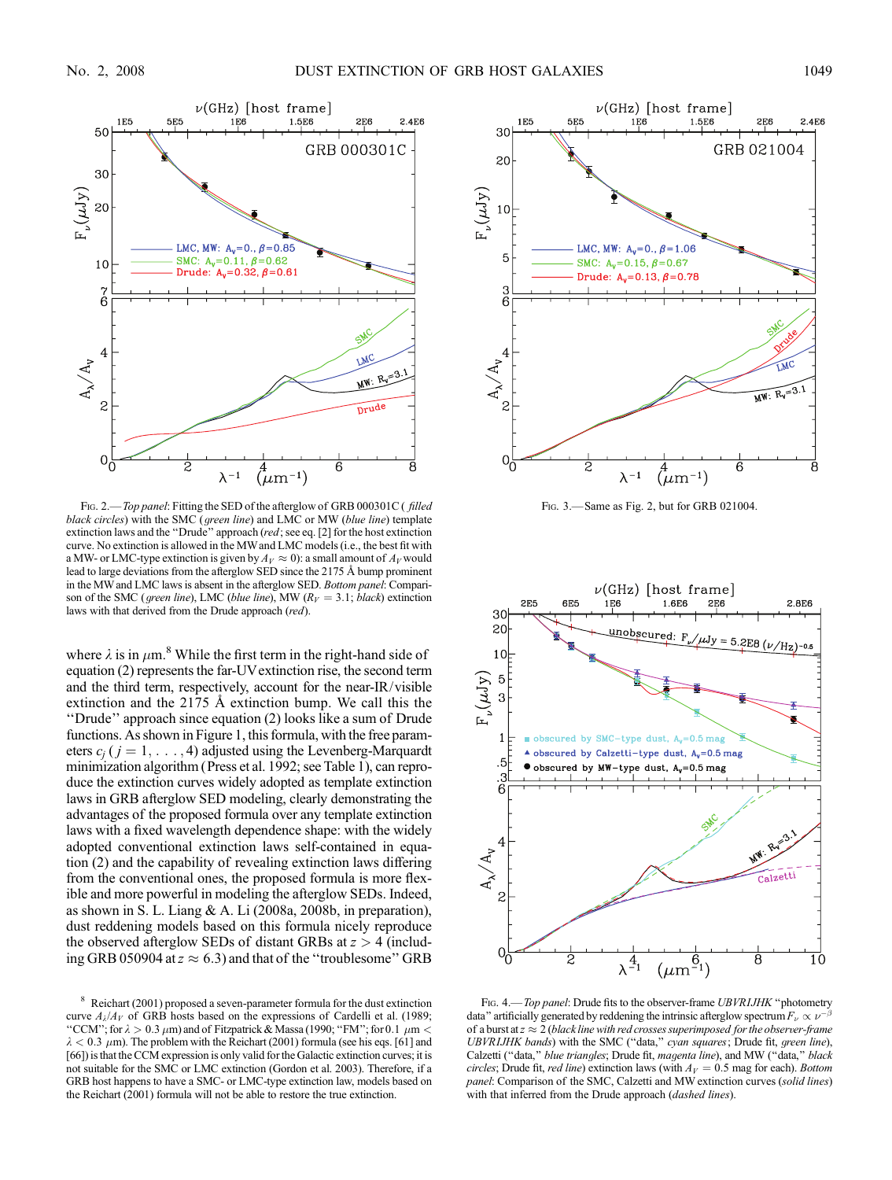Fig. 2.— *Top panel*: Fitting the SED of the afterglow of GRB 000301C (*filled black circles*) with the SMC (*green line*) and LMC or MW (*blue line*) template extinction laws and the "Drude" approach (*red*; see eq. [2] for the host extinction curve. No extinction is allowed in the MW and LMC models (i.e., the best fit with a MW- or LMC-type extinction is given by $A_V \approx 0$): a small amount of $A_V$ would lead to large deviations from the afterglow SED since the 2175 Å bump prominent in the MW and LMC laws is absent in the afterglow SED. *Bottom panel*: Comparison of the SMC (*green line*), LMC (*blue line*), MW ($R_V = 3.1$; *black*) extinction laws with that derived from the Drude approach (*red*).

Fig. 3.— Same as Fig. 2, but for GRB 021004.

where $\lambda$ is in $\mu$m.[8] While the first term in the right-hand side of equation (2) represents the far-UV extinction rise, the second term and the third term, respectively, account for the near-IR/visible extinction and the 2175 Å extinction bump. We call this the "Drude" approach since equation (2) looks like a sum of Drude functions. As shown in Figure 1, this formula, with the free parameters $c_j$ ($j = 1, \ldots, 4$) adjusted using the Levenberg-Marquardt minimization algorithm (Press et al. 1992; see Table 1), can reproduce the extinction curves widely adopted as template extinction laws in GRB afterglow SED modeling, clearly demonstrating the advantages of the proposed formula over any template extinction laws with a fixed wavelength dependence shape: with the widely adopted conventional extinction laws self-contained in equation (2) and the capability of revealing extinction laws differing from the conventional ones, the proposed formula is more flexible and more powerful in modeling the afterglow SEDs. Indeed, as shown in S. L. Liang & A. Li (2008a, 2008b, in preparation), dust reddening models based on this formula nicely reproduce the observed afterglow SEDs of distant GRBs at $z > 4$ (including GRB 050904 at $z \approx 6.3$) and that of the "troublesome" GRB

[8] Reichart (2001) proposed a seven-parameter formula for the dust extinction curve $A_\lambda/A_V$ of GRB hosts based on the expressions of Cardelli et al. (1989; "CCM"; for $\lambda > 0.3$ $\mu$m) and of Fitzpatrick & Massa (1990; "FM"; for $0.1$ $\mu$m $< \lambda < 0.3$ $\mu$m). The problem with the Reichart (2001) formula (see his eqs. [61] and [66]) is that the CCM expression is only valid for the Galactic extinction curves; it is not suitable for the SMC or LMC extinction (Gordon et al. 2003). Therefore, if a GRB host happens to have a SMC- or LMC-type extinction law, models based on the Reichart (2001) formula will not be able to restore the true extinction.

Fig. 4.— *Top panel*: Drude fits to the observer-frame *UBVRIJHK* "photometry data" artificially generated by reddening the intrinsic afterglow spectrum $F_\nu \propto \nu^{-\beta}$ of a burst at $z \approx 2$ (*black line with red crosses superimposed for the observer-frame UBVRIJHK bands*) with the SMC ("data," *cyan squares*; Drude fit, *green line*), Calzetti ("data," *blue triangles*; Drude fit, *magenta line*), and MW ("data," *black circles*; Drude fit, *red line*) extinction laws (with $A_V = 0.5$ mag for each). *Bottom panel*: Comparison of the SMC, Calzetti and MW extinction curves (*solid lines*) with that inferred from the Drude approach (*dashed lines*).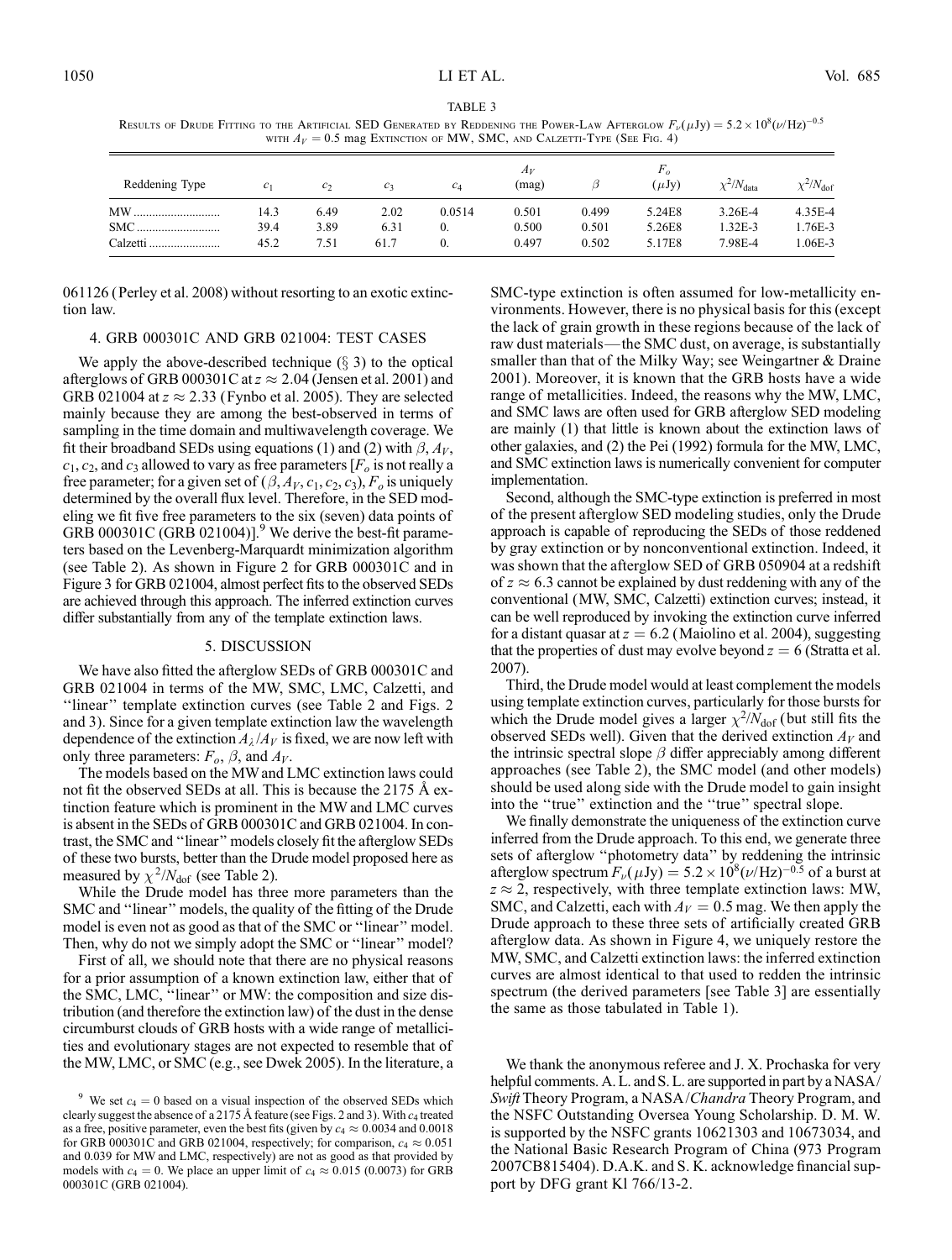TABLE 3

Results of Drude Fitting to the Artificial SED Generated by Reddening the Power-Law Afterglow $F_\nu(\mu\text{Jy}) = 5.2 \times 10^8(\nu/\text{Hz})^{-0.5}$ with $A_V = 0.5$ mag Extinction of MW, SMC, and Calzetti-Type (See Fig. 4)

| Reddening Type | $c_1$ | $c_2$ | $c_3$ | $c_4$ | $A_V$ (mag) | $\beta$ | $F_o$ ($\mu$Jy) | $\chi^2/N_{\rm data}$ | $\chi^2/N_{\rm dof}$ |
|---|---|---|---|---|---|---|---|---|---|
| MW | 14.3 | 6.49 | 2.02 | 0.0514 | 0.501 | 0.499 | 5.24E8 | 3.26E-4 | 4.35E-4 |
| SMC | 39.4 | 3.89 | 6.31 | 0. | 0.500 | 0.501 | 5.26E8 | 1.32E-3 | 1.76E-3 |
| Calzetti | 45.2 | 7.51 | 61.7 | 0. | 0.497 | 0.502 | 5.17E8 | 7.98E-4 | 1.06E-3 |

061126 (Perley et al. 2008) without resorting to an exotic extinction law.

## 4. GRB 000301C AND GRB 021004: TEST CASES

We apply the above-described technique (§ 3) to the optical afterglows of GRB 000301C at $z \approx 2.04$ (Jensen et al. 2001) and GRB 021004 at $z \approx 2.33$ (Fynbo et al. 2005). They are selected mainly because they are among the best-observed in terms of sampling in the time domain and multiwavelength coverage. We fit their broadband SEDs using equations (1) and (2) with $\beta$, $A_V$, $c_1$, $c_2$, and $c_3$ allowed to vary as free parameters [$F_o$ is not really a free parameter; for a given set of ($\beta, A_V, c_1, c_2, c_3$), $F_o$ is uniquely determined by the overall flux level. Therefore, in the SED modeling we fit five free parameters to the six (seven) data points of GRB 000301C (GRB 021004)].[9] We derive the best-fit parameters based on the Levenberg-Marquardt minimization algorithm (see Table 2). As shown in Figure 2 for GRB 000301C and in Figure 3 for GRB 021004, almost perfect fits to the observed SEDs are achieved through this approach. The inferred extinction curves differ substantially from any of the template extinction laws.

## 5. DISCUSSION

We have also fitted the afterglow SEDs of GRB 000301C and GRB 021004 in terms of the MW, SMC, LMC, Calzetti, and "linear" template extinction curves (see Table 2 and Figs. 2 and 3). Since for a given template extinction law the wavelength dependence of the extinction $A_\lambda/A_V$ is fixed, we are now left with only three parameters: $F_o$, $\beta$, and $A_V$.

The models based on the MW and LMC extinction laws could not fit the observed SEDs at all. This is because the 2175 Å extinction feature which is prominent in the MW and LMC curves is absent in the SEDs of GRB 000301C and GRB 021004. In contrast, the SMC and "linear" models closely fit the afterglow SEDs of these two bursts, better than the Drude model proposed here as measured by $\chi^2/N_{\rm dof}$ (see Table 2).

While the Drude model has three more parameters than the SMC and "linear" models, the quality of the fitting of the Drude model is even not as good as that of the SMC or "linear" model. Then, why do not we simply adopt the SMC or "linear" model?

First of all, we should note that there are no physical reasons for a prior assumption of a known extinction law, either that of the SMC, LMC, "linear" or MW: the composition and size distribution (and therefore the extinction law) of the dust in the dense circumburst clouds of GRB hosts with a wide range of metallicities and evolutionary stages are not expected to resemble that of the MW, LMC, or SMC (e.g., see Dwek 2005). In the literature, a SMC-type extinction is often assumed for low-metallicity environments. However, there is no physical basis for this (except the lack of grain growth in these regions because of the lack of raw dust materials—the SMC dust, on average, is substantially smaller than that of the Milky Way; see Weingartner & Draine 2001). Moreover, it is known that the GRB hosts have a wide range of metallicities. Indeed, the reasons why the MW, LMC, and SMC laws are often used for GRB afterglow SED modeling are mainly (1) that little is known about the extinction laws of other galaxies, and (2) the Pei (1992) formula for the MW, LMC, and SMC extinction laws is numerically convenient for computer implementation.

Second, although the SMC-type extinction is preferred in most of the present afterglow SED modeling studies, only the Drude approach is capable of reproducing the SEDs of those reddened by gray extinction or by nonconventional extinction. Indeed, it was shown that the afterglow SED of GRB 050904 at a redshift of $z \approx 6.3$ cannot be explained by dust reddening with any of the conventional (MW, SMC, Calzetti) extinction curves; instead, it can be well reproduced by invoking the extinction curve inferred for a distant quasar at $z = 6.2$ (Maiolino et al. 2004), suggesting that the properties of dust may evolve beyond $z = 6$ (Stratta et al. 2007).

Third, the Drude model would at least complement the models using template extinction curves, particularly for those bursts for which the Drude model gives a larger $\chi^2/N_{\rm dof}$ (but still fits the observed SEDs well). Given that the derived extinction $A_V$ and the intrinsic spectral slope $\beta$ differ appreciably among different approaches (see Table 2), the SMC model (and other models) should be used along side with the Drude model to gain insight into the "true" extinction and the "true" spectral slope.

We finally demonstrate the uniqueness of the extinction curve inferred from the Drude approach. To this end, we generate three sets of afterglow "photometry data" by reddening the intrinsic afterglow spectrum $F_\nu(\mu\text{Jy}) = 5.2 \times 10^8(\nu/\text{Hz})^{-0.5}$ of a burst at $z \approx 2$, respectively, with three template extinction laws: MW, SMC, and Calzetti, each with $A_V = 0.5$ mag. We then apply the Drude approach to these three sets of artificially created GRB afterglow data. As shown in Figure 4, we uniquely restore the MW, SMC, and Calzetti extinction laws: the inferred extinction curves are almost identical to that used to redden the intrinsic spectrum (the derived parameters [see Table 3] are essentially the same as those tabulated in Table 1).

We thank the anonymous referee and J. X. Prochaska for very helpful comments. A. L. and S. L. are supported in part by a NASA/*Swift* Theory Program, a NASA/*Chandra* Theory Program, and the NSFC Outstanding Oversea Young Scholarship. D. M. W. is supported by the NSFC grants 10621303 and 10673034, and the National Basic Research Program of China (973 Program 2007CB815404). D.A.K. and S. K. acknowledge financial support by DFG grant Kl 766/13-2.

[9] We set $c_4 = 0$ based on a visual inspection of the observed SEDs which clearly suggest the absence of a 2175 Å feature (see Figs. 2 and 3). With $c_4$ treated as a free, positive parameter, even the best fits (given by $c_4 \approx 0.0034$ and 0.0018 for GRB 000301C and GRB 021004, respectively; for comparison, $c_4 \approx 0.051$ and 0.039 for MW and LMC, respectively) are not as good as that provided by models with $c_4 = 0$. We place an upper limit of $c_4 \approx 0.015$ (0.0073) for GRB 000301C (GRB 021004).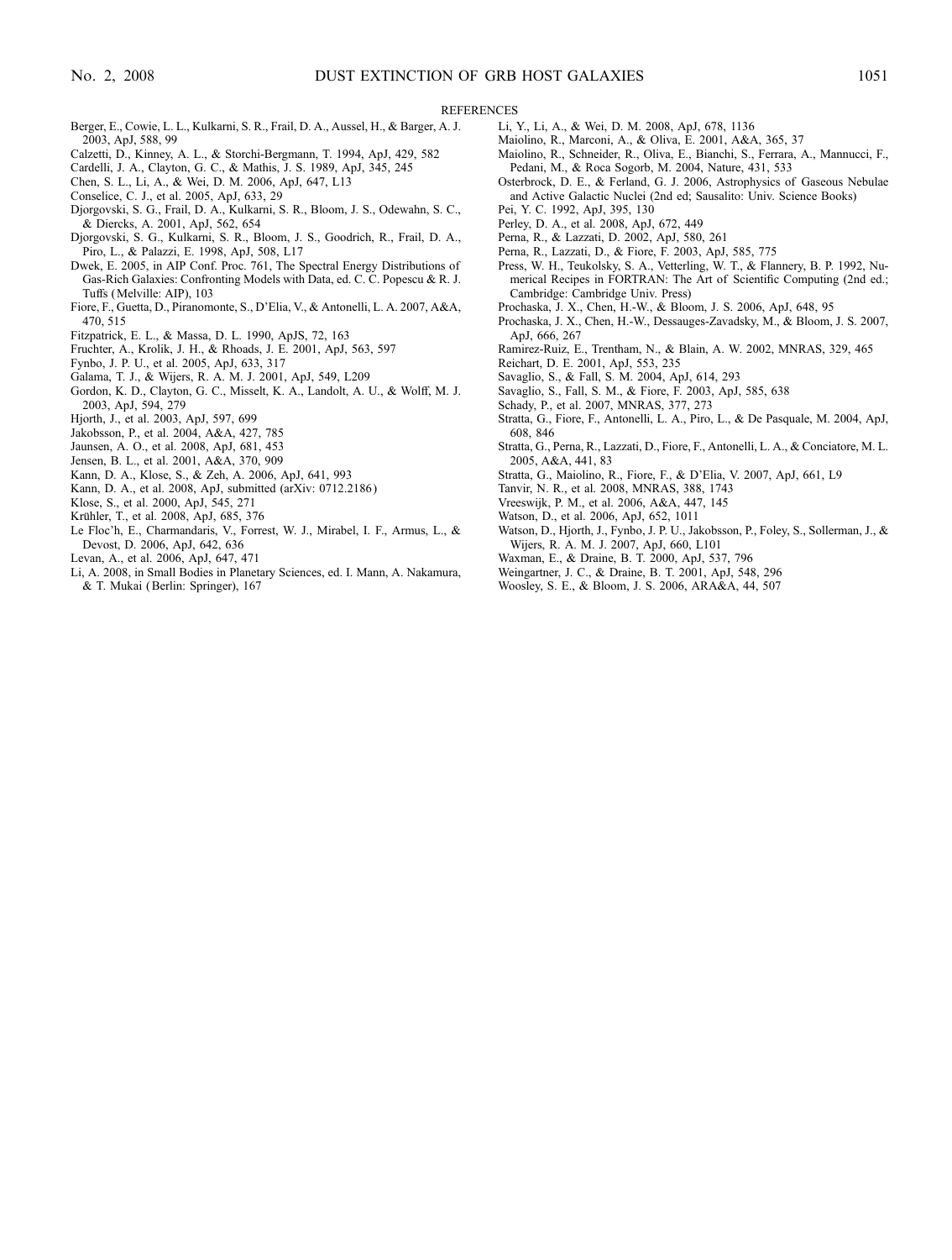## REFERENCES

Berger, E., Cowie, L. L., Kulkarni, S. R., Frail, D. A., Aussel, H., & Barger, A. J. 2003, ApJ, 588, 99

Calzetti, D., Kinney, A. L., & Storchi-Bergmann, T. 1994, ApJ, 429, 582

Cardelli, J. A., Clayton, G. C., & Mathis, J. S. 1989, ApJ, 345, 245

Chen, S. L., Li, A., & Wei, D. M. 2006, ApJ, 647, L13

Conselice, C. J., et al. 2005, ApJ, 633, 29

Djorgovski, S. G., Frail, D. A., Kulkarni, S. R., Bloom, J. S., Odewahn, S. C., & Diercks, A. 2001, ApJ, 562, 654

Djorgovski, S. G., Kulkarni, S. R., Bloom, J. S., Goodrich, R., Frail, D. A., Piro, L., & Palazzi, E. 1998, ApJ, 508, L17

Dwek, E. 2005, in AIP Conf. Proc. 761, The Spectral Energy Distributions of Gas-Rich Galaxies: Confronting Models with Data, ed. C. C. Popescu & R. J. Tuffs (Melville: AIP), 103

Fiore, F., Guetta, D., Piranomonte, S., D'Elia, V., & Antonelli, L. A. 2007, A&A, 470, 515

Fitzpatrick, E. L., & Massa, D. L. 1990, ApJS, 72, 163

Fruchter, A., Krolik, J. H., & Rhoads, J. E. 2001, ApJ, 563, 597

Fynbo, J. P. U., et al. 2005, ApJ, 633, 317

Galama, T. J., & Wijers, R. A. M. J. 2001, ApJ, 549, L209

Gordon, K. D., Clayton, G. C., Misselt, K. A., Landolt, A. U., & Wolff, M. J. 2003, ApJ, 594, 279

Hjorth, J., et al. 2003, ApJ, 597, 699

Jakobsson, P., et al. 2004, A&A, 427, 785

Jaunsen, A. O., et al. 2008, ApJ, 681, 453

Jensen, B. L., et al. 2001, A&A, 370, 909

Kann, D. A., Klose, S., & Zeh, A. 2006, ApJ, 641, 993

Kann, D. A., et al. 2008, ApJ, submitted (arXiv: 0712.2186)

Klose, S., et al. 2000, ApJ, 545, 271

Krühler, T., et al. 2008, ApJ, 685, 376

Le Floc'h, E., Charmandaris, V., Forrest, W. J., Mirabel, I. F., Armus, L., & Devost, D. 2006, ApJ, 642, 636

Levan, A., et al. 2006, ApJ, 647, 471

Li, A. 2008, in Small Bodies in Planetary Sciences, ed. I. Mann, A. Nakamura, & T. Mukai (Berlin: Springer), 167

Li, Y., Li, A., & Wei, D. M. 2008, ApJ, 678, 1136

Maiolino, R., Marconi, A., & Oliva, E. 2001, A&A, 365, 37

Maiolino, R., Schneider, R., Oliva, E., Bianchi, S., Ferrara, A., Mannucci, F., Pedani, M., & Roca Sogorb, M. 2004, Nature, 431, 533

Osterbrock, D. E., & Ferland, G. J. 2006, Astrophysics of Gaseous Nebulae and Active Galactic Nuclei (2nd ed; Sausalito: Univ. Science Books)

Pei, Y. C. 1992, ApJ, 395, 130

Perley, D. A., et al. 2008, ApJ, 672, 449

Perna, R., & Lazzati, D. 2002, ApJ, 580, 261

Perna, R., Lazzati, D., & Fiore, F. 2003, ApJ, 585, 775

Press, W. H., Teukolsky, S. A., Vetterling, W. T., & Flannery, B. P. 1992, Numerical Recipes in FORTRAN: The Art of Scientific Computing (2nd ed.; Cambridge: Cambridge Univ. Press)

Prochaska, J. X., Chen, H.-W., & Bloom, J. S. 2006, ApJ, 648, 95

Prochaska, J. X., Chen, H.-W., Dessauges-Zavadsky, M., & Bloom, J. S. 2007, ApJ, 666, 267

Ramirez-Ruiz, E., Trentham, N., & Blain, A. W. 2002, MNRAS, 329, 465

Reichart, D. E. 2001, ApJ, 553, 235

Savaglio, S., & Fall, S. M. 2004, ApJ, 614, 293

Savaglio, S., Fall, S. M., & Fiore, F. 2003, ApJ, 585, 638

Schady, P., et al. 2007, MNRAS, 377, 273

Stratta, G., Fiore, F., Antonelli, L. A., Piro, L., & De Pasquale, M. 2004, ApJ, 608, 846

Stratta, G., Perna, R., Lazzati, D., Fiore, F., Antonelli, L. A., & Conciatore, M. L. 2005, A&A, 441, 83

Stratta, G., Maiolino, R., Fiore, F., & D'Elia, V. 2007, ApJ, 661, L9

Tanvir, N. R., et al. 2008, MNRAS, 388, 1743

Vreeswijk, P. M., et al. 2006, A&A, 447, 145

Watson, D., et al. 2006, ApJ, 652, 1011

Watson, D., Hjorth, J., Fynbo, J. P. U., Jakobsson, P., Foley, S., Sollerman, J., & Wijers, R. A. M. J. 2007, ApJ, 660, L101

Waxman, E., & Draine, B. T. 2000, ApJ, 537, 796

Weingartner, J. C., & Draine, B. T. 2001, ApJ, 548, 296

Woosley, S. E., & Bloom, J. S. 2006, ARA&A, 44, 507